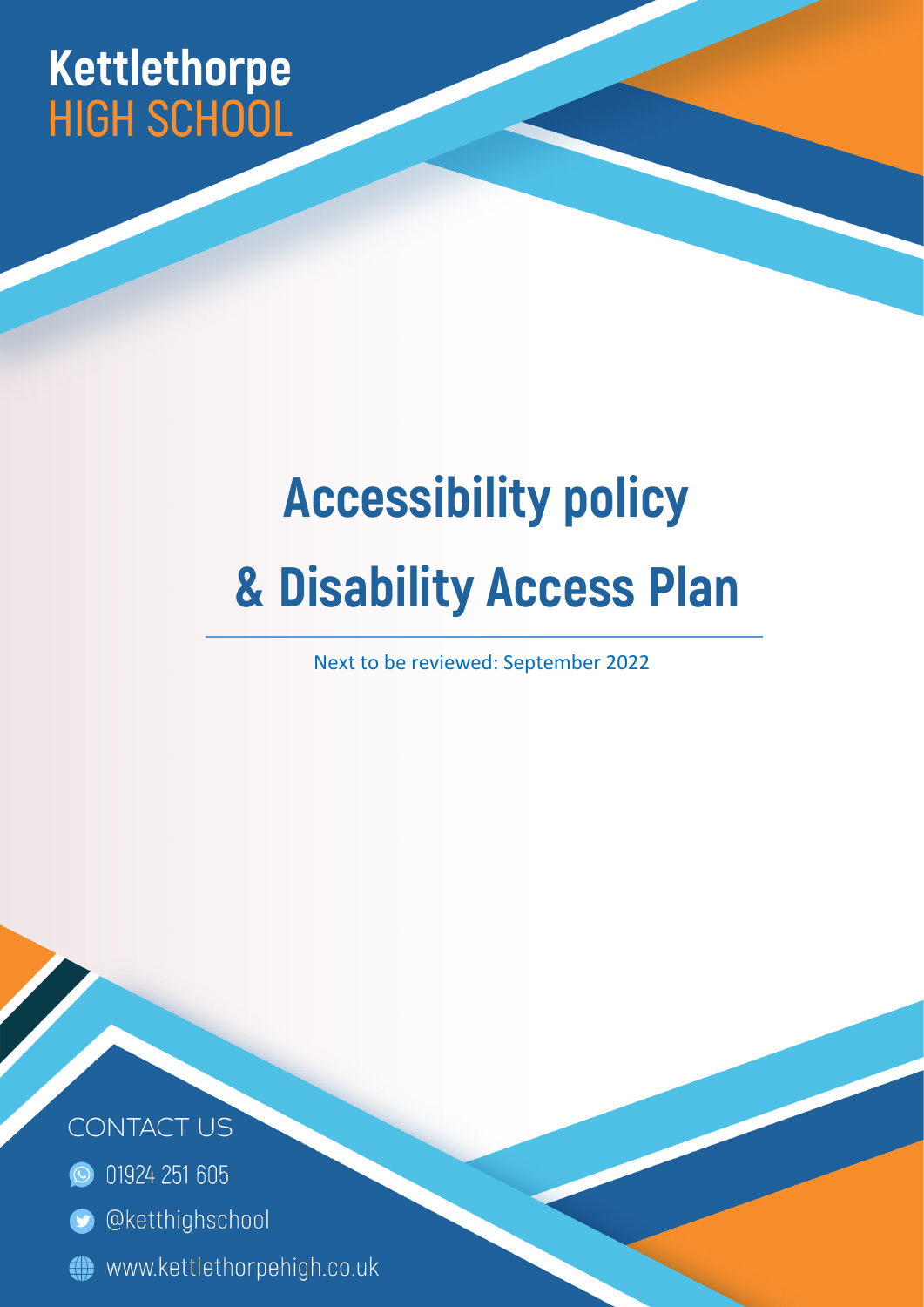Kettlethorpe
HIGH SCHOOL

# Accessibility policy
# & Disability Access Plan

Next to be reviewed: September 2022

CONTACT US

01924 251 605

@ketthighschool

www.kettlethorpehigh.co.uk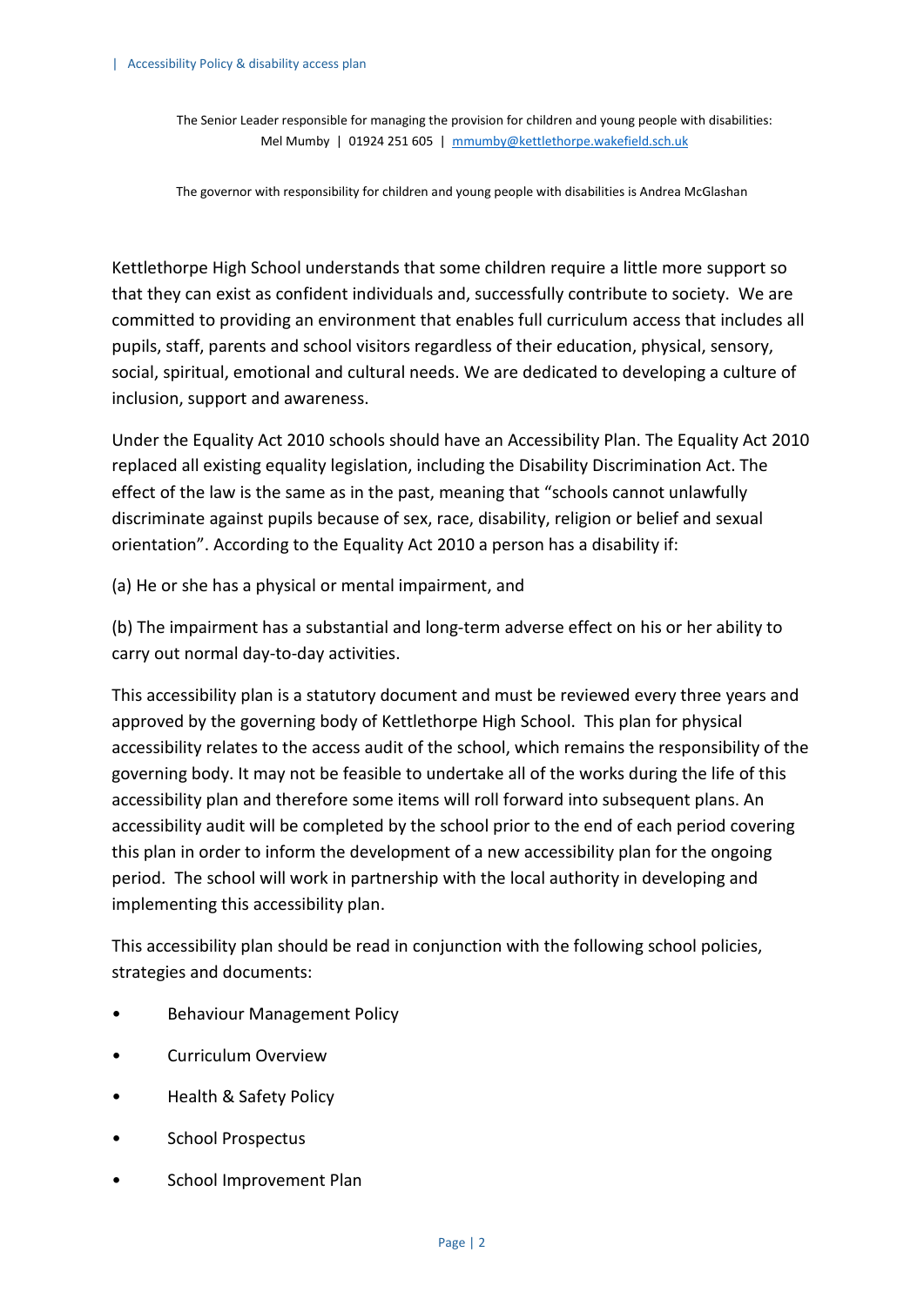The Senior Leader responsible for managing the provision for children and young people with disabilities: Mel Mumby | 01924 251 605 | mmumby@kettlethorpe.wakefield.sch.uk

The governor with responsibility for children and young people with disabilities is Andrea McGlashan

Kettlethorpe High School understands that some children require a little more support so that they can exist as confident individuals and, successfully contribute to society. We are committed to providing an environment that enables full curriculum access that includes all pupils, staff, parents and school visitors regardless of their education, physical, sensory, social, spiritual, emotional and cultural needs. We are dedicated to developing a culture of inclusion, support and awareness.

Under the Equality Act 2010 schools should have an Accessibility Plan. The Equality Act 2010 replaced all existing equality legislation, including the Disability Discrimination Act. The effect of the law is the same as in the past, meaning that "schools cannot unlawfully discriminate against pupils because of sex, race, disability, religion or belief and sexual orientation". According to the Equality Act 2010 a person has a disability if:

(a) He or she has a physical or mental impairment, and

(b) The impairment has a substantial and long-term adverse effect on his or her ability to carry out normal day-to-day activities.

This accessibility plan is a statutory document and must be reviewed every three years and approved by the governing body of Kettlethorpe High School. This plan for physical accessibility relates to the access audit of the school, which remains the responsibility of the governing body. It may not be feasible to undertake all of the works during the life of this accessibility plan and therefore some items will roll forward into subsequent plans. An accessibility audit will be completed by the school prior to the end of each period covering this plan in order to inform the development of a new accessibility plan for the ongoing period. The school will work in partnership with the local authority in developing and implementing this accessibility plan.

This accessibility plan should be read in conjunction with the following school policies, strategies and documents:

- Behaviour Management Policy
- Curriculum Overview
- Health & Safety Policy
- School Prospectus
- School Improvement Plan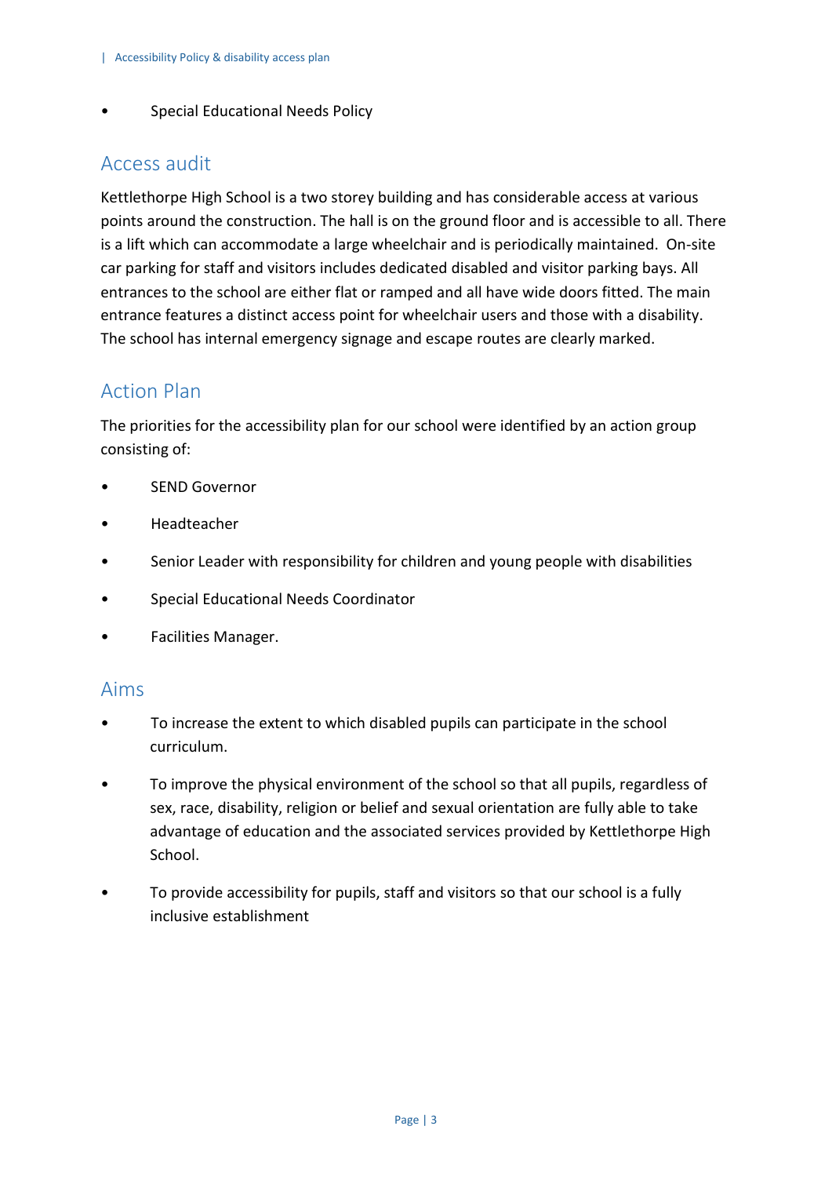- Special Educational Needs Policy

## Access audit

Kettlethorpe High School is a two storey building and has considerable access at various points around the construction. The hall is on the ground floor and is accessible to all. There is a lift which can accommodate a large wheelchair and is periodically maintained. On-site car parking for staff and visitors includes dedicated disabled and visitor parking bays. All entrances to the school are either flat or ramped and all have wide doors fitted. The main entrance features a distinct access point for wheelchair users and those with a disability. The school has internal emergency signage and escape routes are clearly marked.

## Action Plan

The priorities for the accessibility plan for our school were identified by an action group consisting of:

- SEND Governor
- Headteacher
- Senior Leader with responsibility for children and young people with disabilities
- Special Educational Needs Coordinator
- Facilities Manager.

## Aims

- To increase the extent to which disabled pupils can participate in the school curriculum.
- To improve the physical environment of the school so that all pupils, regardless of sex, race, disability, religion or belief and sexual orientation are fully able to take advantage of education and the associated services provided by Kettlethorpe High School.
- To provide accessibility for pupils, staff and visitors so that our school is a fully inclusive establishment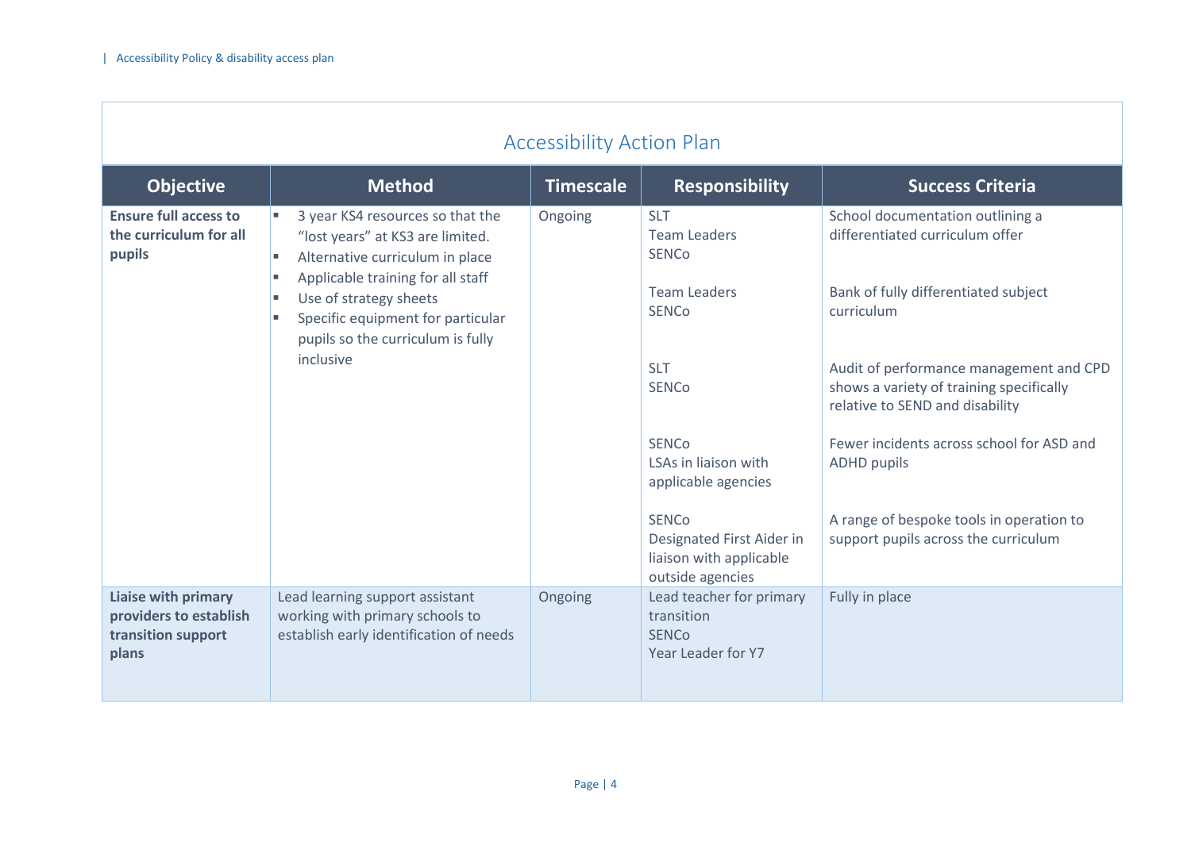## Accessibility Action Plan

| Objective | Method | Timescale | Responsibility | Success Criteria |
|---|---|---|---|---|
| **Ensure full access to the curriculum for all pupils** | ▪ 3 year KS4 resources so that the "lost years" at KS3 are limited.<br>▪ Alternative curriculum in place<br>▪ Applicable training for all staff<br>▪ Use of strategy sheets<br>▪ Specific equipment for particular pupils so the curriculum is fully inclusive | Ongoing | SLT<br>Team Leaders<br>SENCo<br><br>Team Leaders<br>SENCo<br><br>SLT<br>SENCo<br><br>SENCo<br>LSAs in liaison with applicable agencies<br><br>SENCo<br>Designated First Aider in liaison with applicable outside agencies | School documentation outlining a differentiated curriculum offer<br><br>Bank of fully differentiated subject curriculum<br><br>Audit of performance management and CPD shows a variety of training specifically relative to SEND and disability<br><br>Fewer incidents across school for ASD and ADHD pupils<br><br>A range of bespoke tools in operation to support pupils across the curriculum |
| **Liaise with primary providers to establish transition support plans** | Lead learning support assistant working with primary schools to establish early identification of needs | Ongoing | Lead teacher for primary transition<br>SENCo<br>Year Leader for Y7 | Fully in place |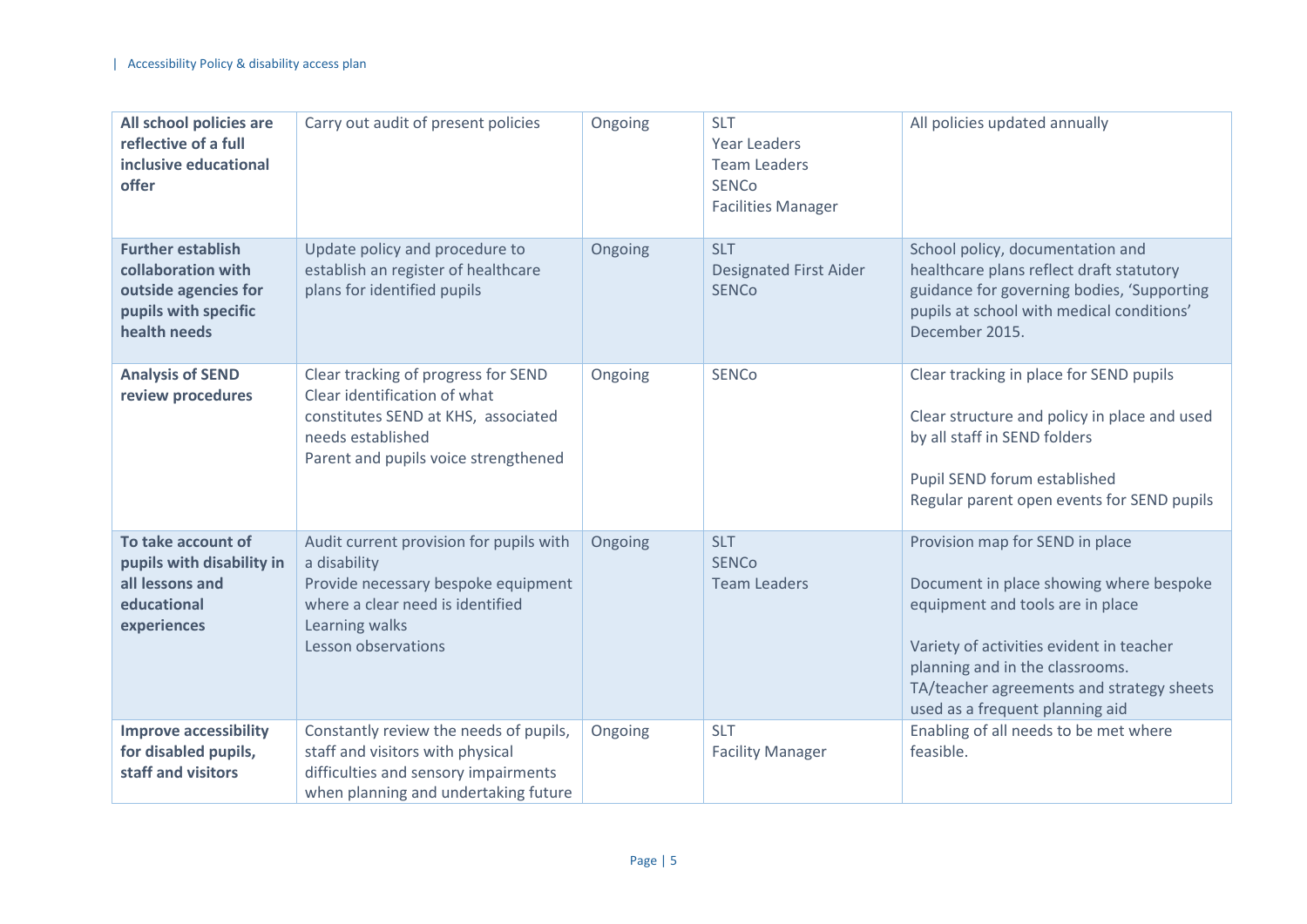| All school policies are reflective of a full inclusive educational offer | Carry out audit of present policies | Ongoing | SLT<br>Year Leaders<br>Team Leaders<br>SENCo<br>Facilities Manager | All policies updated annually |
|---|---|---|---|---|
| **Further establish collaboration with outside agencies for pupils with specific health needs** | Update policy and procedure to establish an register of healthcare plans for identified pupils | Ongoing | SLT<br>Designated First Aider<br>SENCo | School policy, documentation and healthcare plans reflect draft statutory guidance for governing bodies, 'Supporting pupils at school with medical conditions' December 2015. |
| **Analysis of SEND review procedures** | Clear tracking of progress for SEND<br>Clear identification of what constitutes SEND at KHS, associated needs established<br>Parent and pupils voice strengthened | Ongoing | SENCo | Clear tracking in place for SEND pupils<br><br>Clear structure and policy in place and used by all staff in SEND folders<br><br>Pupil SEND forum established<br>Regular parent open events for SEND pupils |
| **To take account of pupils with disability in all lessons and educational experiences** | Audit current provision for pupils with a disability<br>Provide necessary bespoke equipment where a clear need is identified<br>Learning walks<br>Lesson observations | Ongoing | SLT<br>SENCo<br>Team Leaders | Provision map for SEND in place<br><br>Document in place showing where bespoke equipment and tools are in place<br><br>Variety of activities evident in teacher planning and in the classrooms.<br>TA/teacher agreements and strategy sheets used as a frequent planning aid |
| **Improve accessibility for disabled pupils, staff and visitors** | Constantly review the needs of pupils, staff and visitors with physical difficulties and sensory impairments when planning and undertaking future | Ongoing | SLT<br>Facility Manager | Enabling of all needs to be met where feasible. |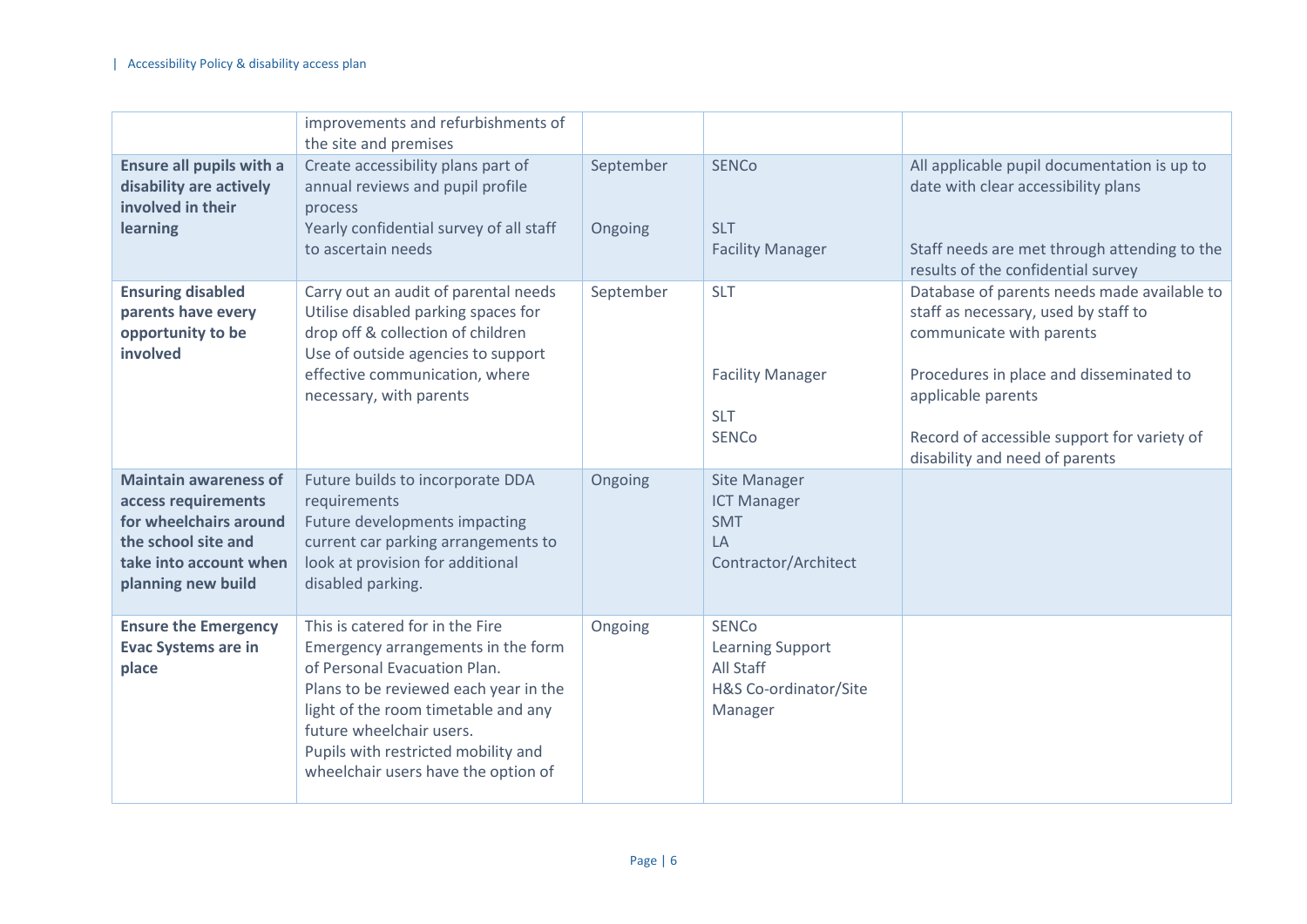| | | | | |
|---|---|---|---|---|
| | improvements and refurbishments of the site and premises | | | |
| **Ensure all pupils with a disability are actively involved in their learning** | Create accessibility plans part of annual reviews and pupil profile process<br>Yearly confidential survey of all staff to ascertain needs | September<br><br>Ongoing | SENCo<br><br>SLT<br>Facility Manager | All applicable pupil documentation is up to date with clear accessibility plans<br><br>Staff needs are met through attending to the results of the confidential survey |
| **Ensuring disabled parents have every opportunity to be involved** | Carry out an audit of parental needs<br>Utilise disabled parking spaces for drop off & collection of children<br>Use of outside agencies to support effective communication, where necessary, with parents | September | SLT<br><br>Facility Manager<br><br>SLT<br>SENCo | Database of parents needs made available to staff as necessary, used by staff to communicate with parents<br><br>Procedures in place and disseminated to applicable parents<br><br>Record of accessible support for variety of disability and need of parents |
| **Maintain awareness of access requirements for wheelchairs around the school site and take into account when planning new build** | Future builds to incorporate DDA requirements<br>Future developments impacting current car parking arrangements to look at provision for additional disabled parking. | Ongoing | Site Manager<br>ICT Manager<br>SMT<br>LA<br>Contractor/Architect | |
| **Ensure the Emergency Evac Systems are in place** | This is catered for in the Fire Emergency arrangements in the form of Personal Evacuation Plan.<br>Plans to be reviewed each year in the light of the room timetable and any future wheelchair users.<br>Pupils with restricted mobility and wheelchair users have the option of | Ongoing | SENCo<br>Learning Support<br>All Staff<br>H&S Co-ordinator/Site Manager | |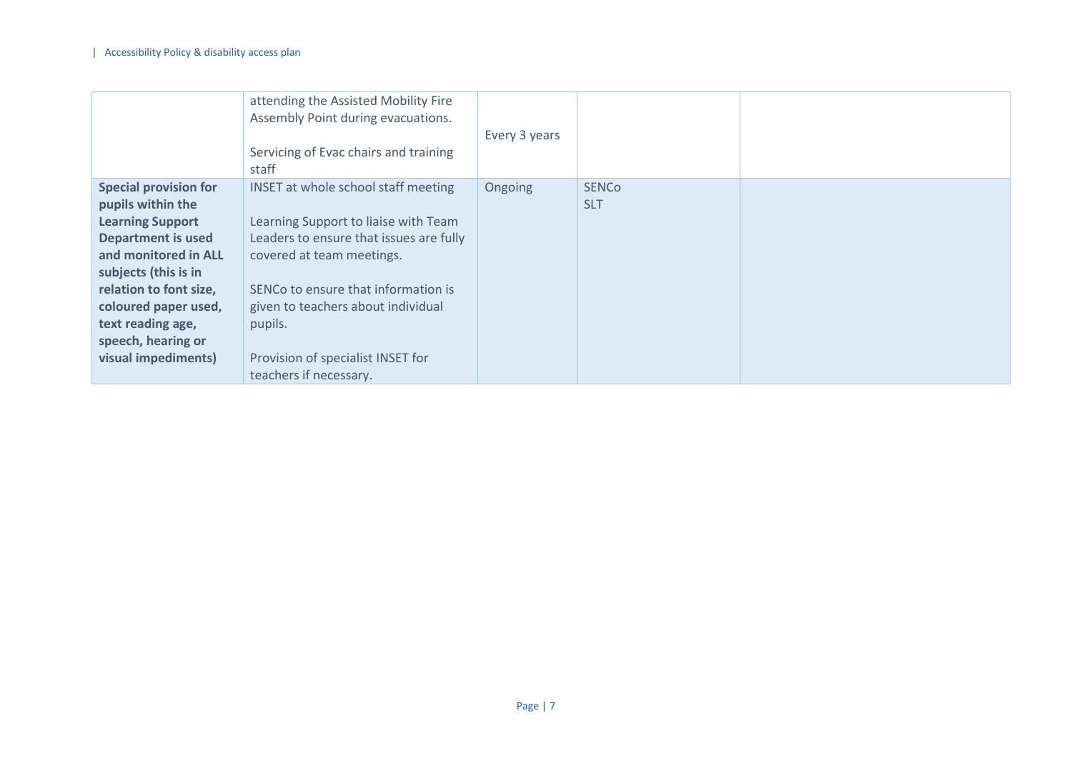| | | | | |
|---|---|---|---|---|
| | attending the Assisted Mobility Fire Assembly Point during evacuations.<br><br>Servicing of Evac chairs and training staff | Every 3 years | | |
| **Special provision for pupils within the Learning Support Department is used and monitored in ALL subjects (this is in relation to font size, coloured paper used, text reading age, speech, hearing or visual impediments)** | INSET at whole school staff meeting<br><br>Learning Support to liaise with Team Leaders to ensure that issues are fully covered at team meetings.<br><br>SENCo to ensure that information is given to teachers about individual pupils.<br><br>Provision of specialist INSET for teachers if necessary. | Ongoing | SENCo<br>SLT | |